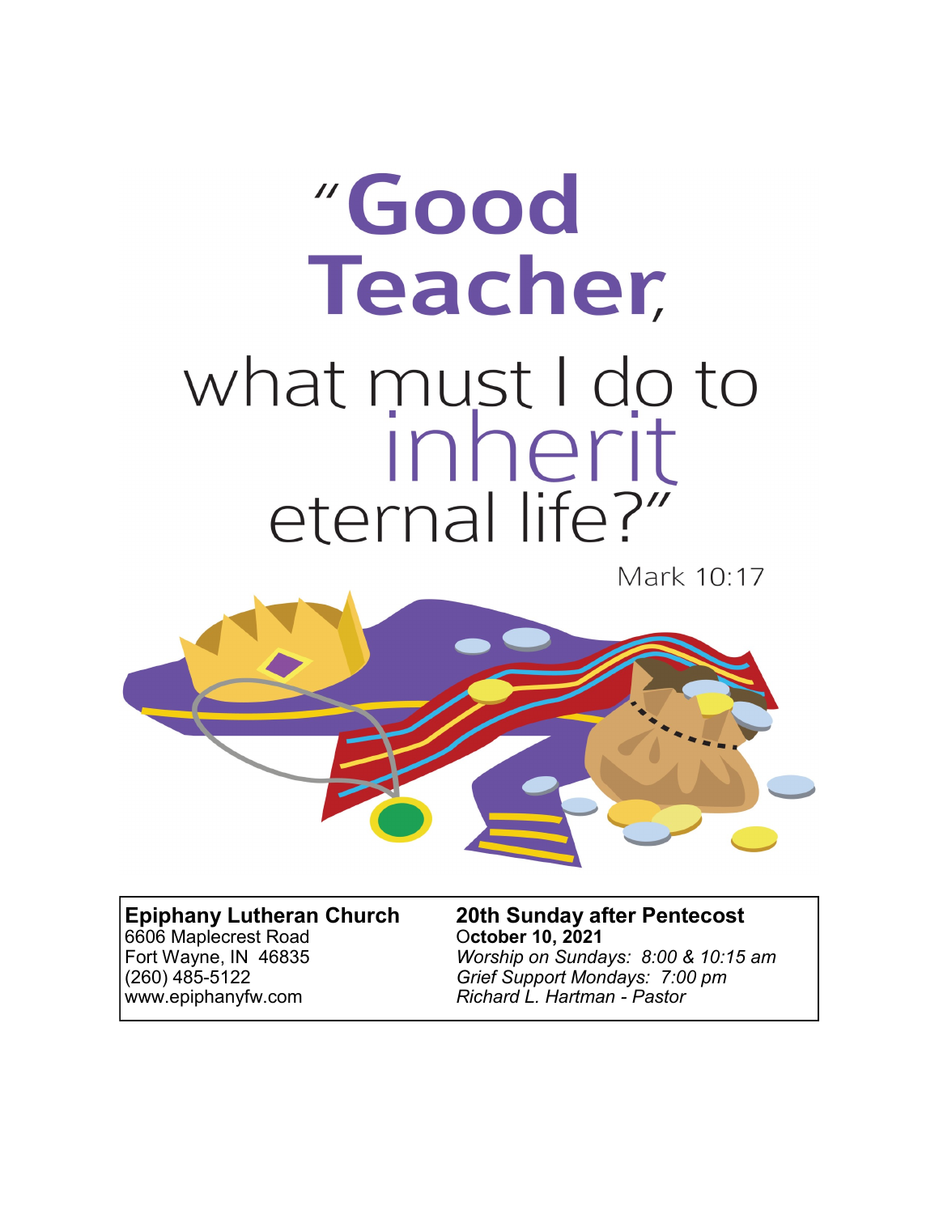# "Good Teacher, what must I do to inherit eternal life?"

Mark 10:17

**Epiphany Lutheran Church**
6606 Maplecrest Road
Fort Wayne, IN 46835
(260) 485-5122
www.epiphanyfw.com

**20th Sunday after Pentecost**
**October 10, 2021**
*Worship on Sundays: 8:00 & 10:15 am*
*Grief Support Mondays: 7:00 pm*
*Richard L. Hartman - Pastor*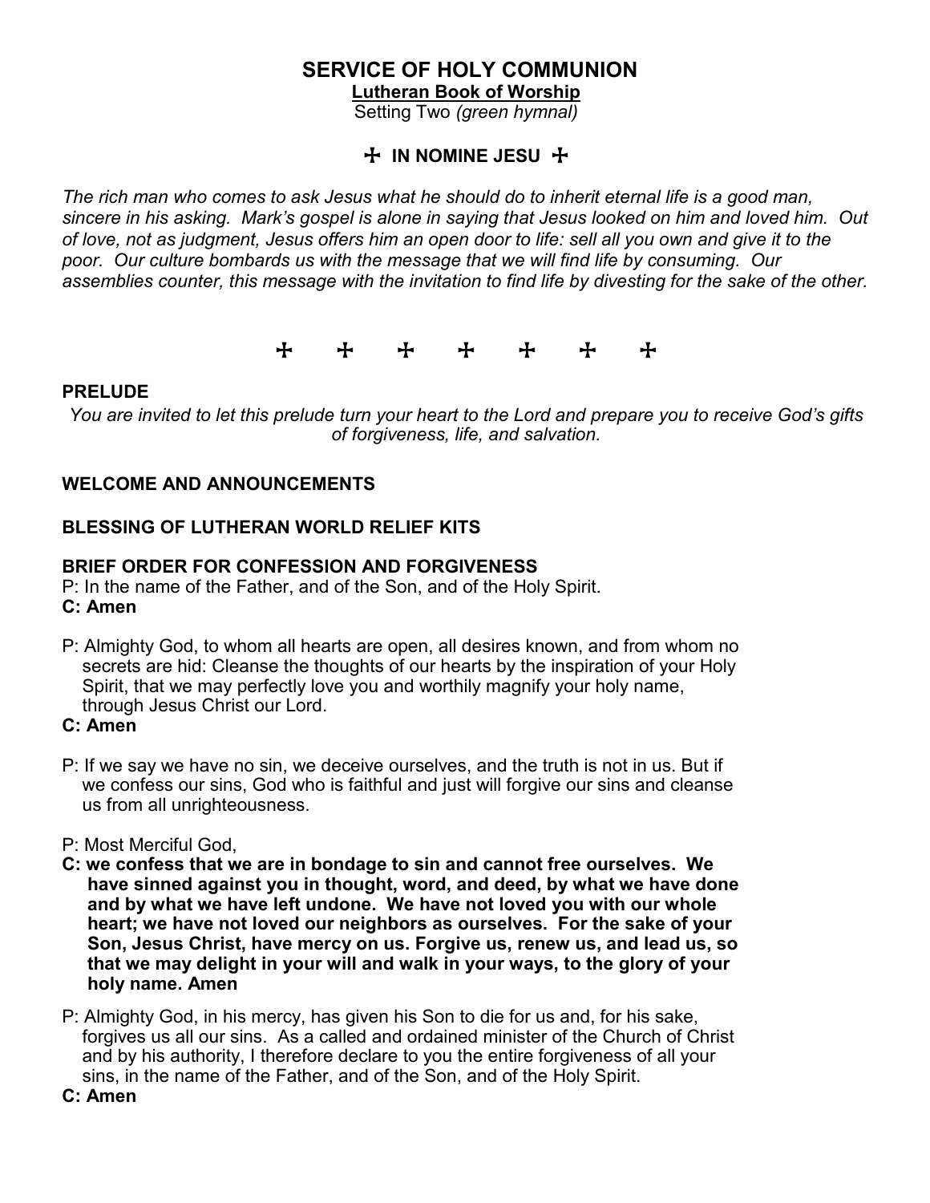# SERVICE OF HOLY COMMUNION

**Lutheran Book of Worship**

Setting Two *(green hymnal)*

**✠ IN NOMINE JESU ✠**

*The rich man who comes to ask Jesus what he should do to inherit eternal life is a good man, sincere in his asking. Mark's gospel is alone in saying that Jesus looked on him and loved him. Out of love, not as judgment, Jesus offers him an open door to life: sell all you own and give it to the poor. Our culture bombards us with the message that we will find life by consuming. Our assemblies counter, this message with the invitation to find life by divesting for the sake of the other.*

✠ ✠ ✠ ✠ ✠ ✠ ✠

**PRELUDE**

*You are invited to let this prelude turn your heart to the Lord and prepare you to receive God's gifts of forgiveness, life, and salvation.*

**WELCOME AND ANNOUNCEMENTS**

**BLESSING OF LUTHERAN WORLD RELIEF KITS**

**BRIEF ORDER FOR CONFESSION AND FORGIVENESS**

P: In the name of the Father, and of the Son, and of the Holy Spirit.

**C: Amen**

P: Almighty God, to whom all hearts are open, all desires known, and from whom no secrets are hid: Cleanse the thoughts of our hearts by the inspiration of your Holy Spirit, that we may perfectly love you and worthily magnify your holy name, through Jesus Christ our Lord.

**C: Amen**

P: If we say we have no sin, we deceive ourselves, and the truth is not in us. But if we confess our sins, God who is faithful and just will forgive our sins and cleanse us from all unrighteousness.

P: Most Merciful God,

**C: we confess that we are in bondage to sin and cannot free ourselves. We have sinned against you in thought, word, and deed, by what we have done and by what we have left undone. We have not loved you with our whole heart; we have not loved our neighbors as ourselves. For the sake of your Son, Jesus Christ, have mercy on us. Forgive us, renew us, and lead us, so that we may delight in your will and walk in your ways, to the glory of your holy name. Amen**

P: Almighty God, in his mercy, has given his Son to die for us and, for his sake, forgives us all our sins. As a called and ordained minister of the Church of Christ and by his authority, I therefore declare to you the entire forgiveness of all your sins, in the name of the Father, and of the Son, and of the Holy Spirit.

**C: Amen**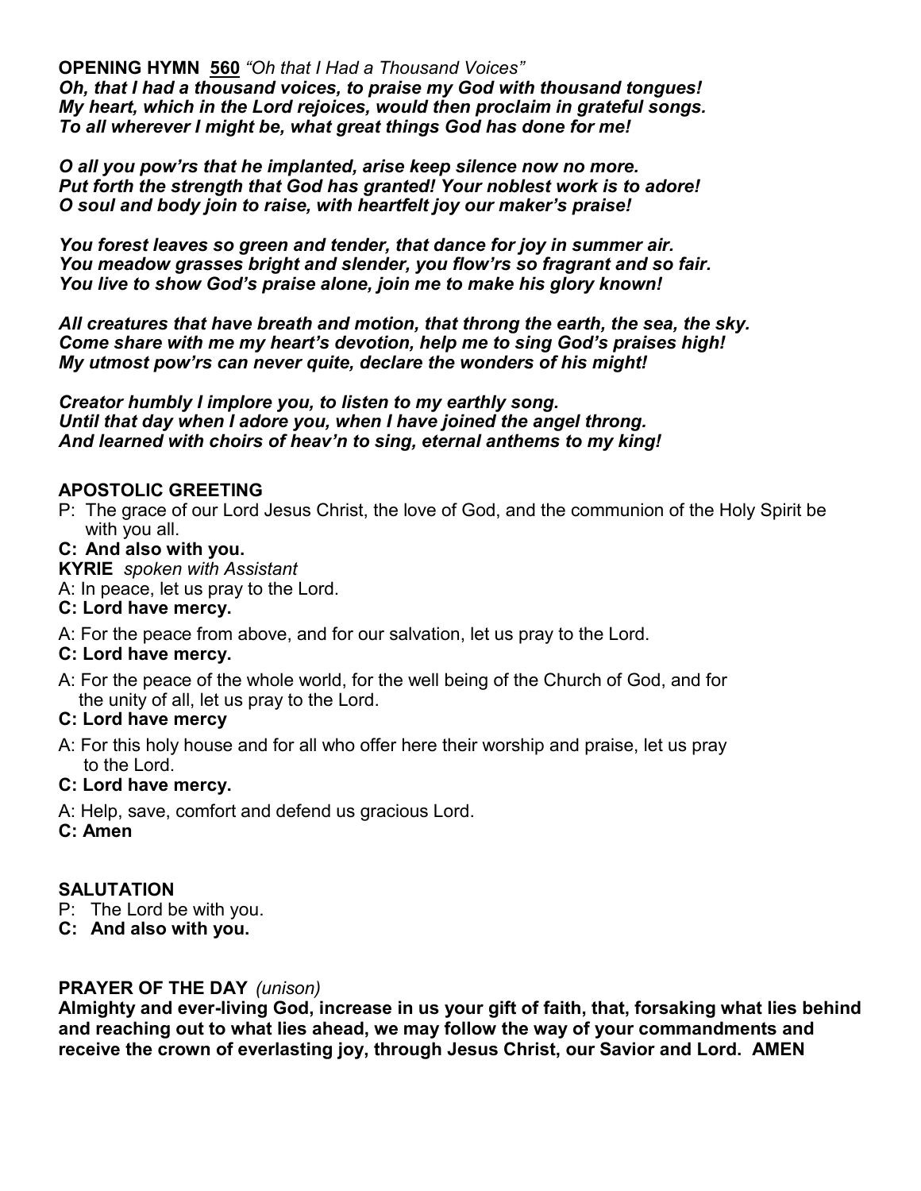**OPENING HYMN** __560__ *"Oh that I Had a Thousand Voices"*
***Oh, that I had a thousand voices, to praise my God with thousand tongues!***
***My heart, which in the Lord rejoices, would then proclaim in grateful songs.***
***To all wherever I might be, what great things God has done for me!***

***O all you pow'rs that he implanted, arise keep silence now no more.***
***Put forth the strength that God has granted! Your noblest work is to adore!***
***O soul and body join to raise, with heartfelt joy our maker's praise!***

***You forest leaves so green and tender, that dance for joy in summer air.***
***You meadow grasses bright and slender, you flow'rs so fragrant and so fair.***
***You live to show God's praise alone, join me to make his glory known!***

***All creatures that have breath and motion, that throng the earth, the sea, the sky.***
***Come share with me my heart's devotion, help me to sing God's praises high!***
***My utmost pow'rs can never quite, declare the wonders of his might!***

***Creator humbly I implore you, to listen to my earthly song.***
***Until that day when I adore you, when I have joined the angel throng.***
***And learned with choirs of heav'n to sing, eternal anthems to my king!***

**APOSTOLIC GREETING**
P: The grace of our Lord Jesus Christ, the love of God, and the communion of the Holy Spirit be with you all.
**C: And also with you.**
**KYRIE** *spoken with Assistant*
A: In peace, let us pray to the Lord.
**C: Lord have mercy.**
A: For the peace from above, and for our salvation, let us pray to the Lord.
**C: Lord have mercy.**
A: For the peace of the whole world, for the well being of the Church of God, and for the unity of all, let us pray to the Lord.
**C: Lord have mercy**
A: For this holy house and for all who offer here their worship and praise, let us pray to the Lord.
**C: Lord have mercy.**
A: Help, save, comfort and defend us gracious Lord.
**C: Amen**

**SALUTATION**
P: The Lord be with you.
**C: And also with you.**

**PRAYER OF THE DAY** *(unison)*
**Almighty and ever-living God, increase in us your gift of faith, that, forsaking what lies behind and reaching out to what lies ahead, we may follow the way of your commandments and receive the crown of everlasting joy, through Jesus Christ, our Savior and Lord. AMEN**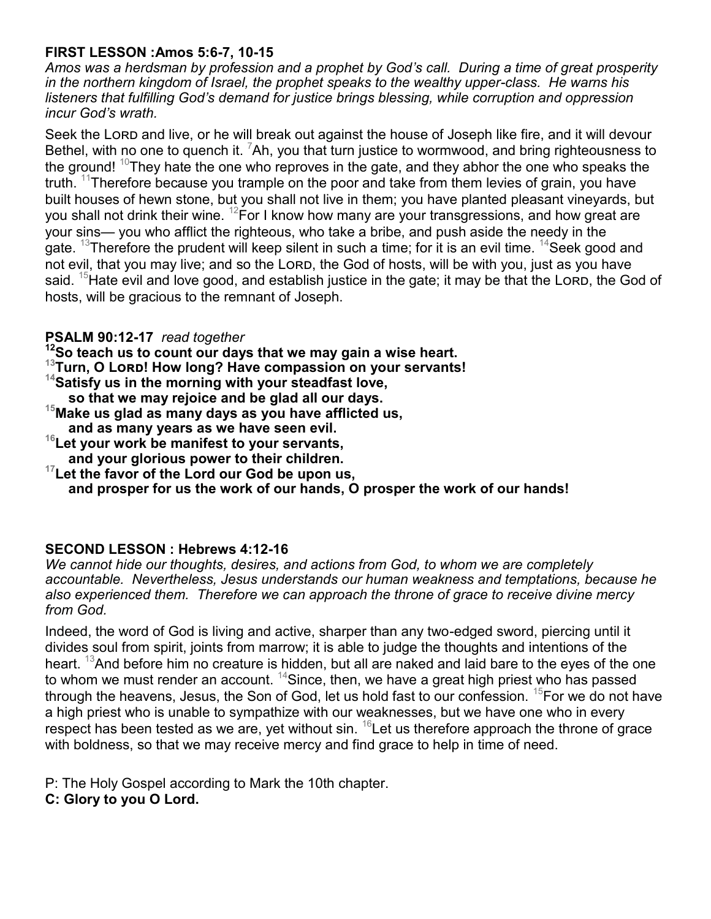**FIRST LESSON :Amos 5:6-7, 10-15**

*Amos was a herdsman by profession and a prophet by God's call. During a time of great prosperity in the northern kingdom of Israel, the prophet speaks to the wealthy upper-class. He warns his listeners that fulfilling God's demand for justice brings blessing, while corruption and oppression incur God's wrath.*

Seek the LORD and live, or he will break out against the house of Joseph like fire, and it will devour Bethel, with no one to quench it. [7]Ah, you that turn justice to wormwood, and bring righteousness to the ground! [10]They hate the one who reproves in the gate, and they abhor the one who speaks the truth. [11]Therefore because you trample on the poor and take from them levies of grain, you have built houses of hewn stone, but you shall not live in them; you have planted pleasant vineyards, but you shall not drink their wine. [12]For I know how many are your transgressions, and how great are your sins— you who afflict the righteous, who take a bribe, and push aside the needy in the gate. [13]Therefore the prudent will keep silent in such a time; for it is an evil time. [14]Seek good and not evil, that you may live; and so the LORD, the God of hosts, will be with you, just as you have said. [15]Hate evil and love good, and establish justice in the gate; it may be that the LORD, the God of hosts, will be gracious to the remnant of Joseph.

**PSALM 90:12-17** *read together*

**[12]So teach us to count our days that we may gain a wise heart.**
**[13]Turn, O LORD! How long? Have compassion on your servants!**
**[14]Satisfy us in the morning with your steadfast love,**
**so that we may rejoice and be glad all our days.**
**[15]Make us glad as many days as you have afflicted us,**
**and as many years as we have seen evil.**
**[16]Let your work be manifest to your servants,**
**and your glorious power to their children.**
**[17]Let the favor of the Lord our God be upon us,**
**and prosper for us the work of our hands, O prosper the work of our hands!**

**SECOND LESSON : Hebrews 4:12-16**

*We cannot hide our thoughts, desires, and actions from God, to whom we are completely accountable. Nevertheless, Jesus understands our human weakness and temptations, because he also experienced them. Therefore we can approach the throne of grace to receive divine mercy from God.*

Indeed, the word of God is living and active, sharper than any two-edged sword, piercing until it divides soul from spirit, joints from marrow; it is able to judge the thoughts and intentions of the heart. [13]And before him no creature is hidden, but all are naked and laid bare to the eyes of the one to whom we must render an account. [14]Since, then, we have a great high priest who has passed through the heavens, Jesus, the Son of God, let us hold fast to our confession. [15]For we do not have a high priest who is unable to sympathize with our weaknesses, but we have one who in every respect has been tested as we are, yet without sin. [16]Let us therefore approach the throne of grace with boldness, so that we may receive mercy and find grace to help in time of need.

P: The Holy Gospel according to Mark the 10th chapter.
**C: Glory to you O Lord.**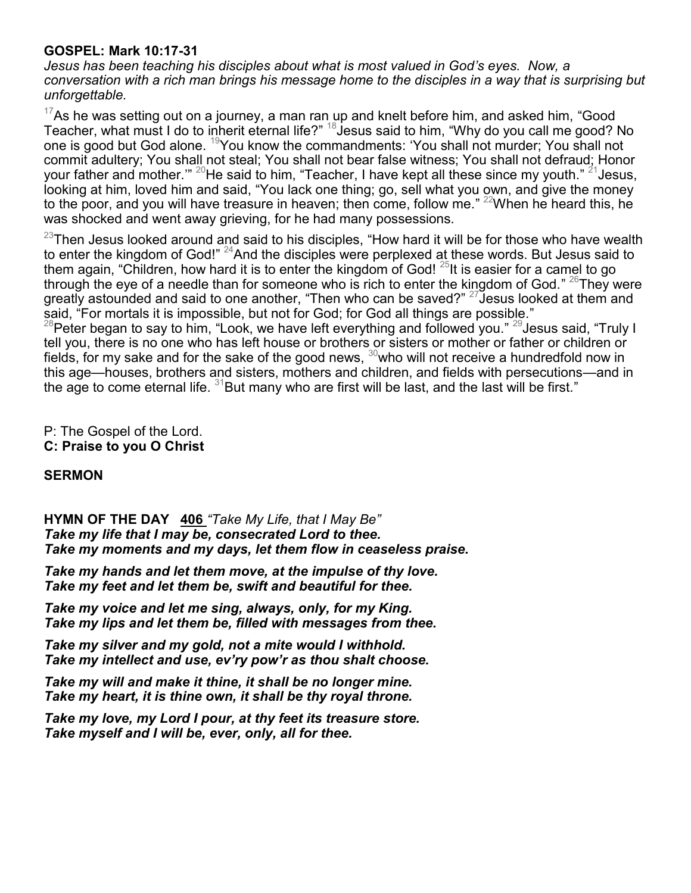**GOSPEL: Mark 10:17-31**

*Jesus has been teaching his disciples about what is most valued in God's eyes. Now, a conversation with a rich man brings his message home to the disciples in a way that is surprising but unforgettable.*

[17]As he was setting out on a journey, a man ran up and knelt before him, and asked him, "Good Teacher, what must I do to inherit eternal life?" [18]Jesus said to him, "Why do you call me good? No one is good but God alone. [19]You know the commandments: 'You shall not murder; You shall not commit adultery; You shall not steal; You shall not bear false witness; You shall not defraud; Honor your father and mother.'" [20]He said to him, "Teacher, I have kept all these since my youth." [21]Jesus, looking at him, loved him and said, "You lack one thing; go, sell what you own, and give the money to the poor, and you will have treasure in heaven; then come, follow me." [22]When he heard this, he was shocked and went away grieving, for he had many possessions.

[23]Then Jesus looked around and said to his disciples, "How hard it will be for those who have wealth to enter the kingdom of God!" [24]And the disciples were perplexed at these words. But Jesus said to them again, "Children, how hard it is to enter the kingdom of God! [25]It is easier for a camel to go through the eye of a needle than for someone who is rich to enter the kingdom of God." [26]They were greatly astounded and said to one another, "Then who can be saved?" [27]Jesus looked at them and said, "For mortals it is impossible, but not for God; for God all things are possible."
[28]Peter began to say to him, "Look, we have left everything and followed you." [29]Jesus said, "Truly I tell you, there is no one who has left house or brothers or sisters or mother or father or children or fields, for my sake and for the sake of the good news, [30]who will not receive a hundredfold now in this age—houses, brothers and sisters, mothers and children, and fields with persecutions—and in the age to come eternal life. [31]But many who are first will be last, and the last will be first."

P: The Gospel of the Lord.
**C: Praise to you O Christ**

**SERMON**

**HYMN OF THE DAY** **406** *"Take My Life, that I May Be"*
***Take my life that I may be, consecrated Lord to thee.***
***Take my moments and my days, let them flow in ceaseless praise.***

***Take my hands and let them move, at the impulse of thy love.***
***Take my feet and let them be, swift and beautiful for thee.***

***Take my voice and let me sing, always, only, for my King.***
***Take my lips and let them be, filled with messages from thee.***

***Take my silver and my gold, not a mite would I withhold.***
***Take my intellect and use, ev'ry pow'r as thou shalt choose.***

***Take my will and make it thine, it shall be no longer mine.***
***Take my heart, it is thine own, it shall be thy royal throne.***

***Take my love, my Lord I pour, at thy feet its treasure store.***
***Take myself and I will be, ever, only, all for thee.***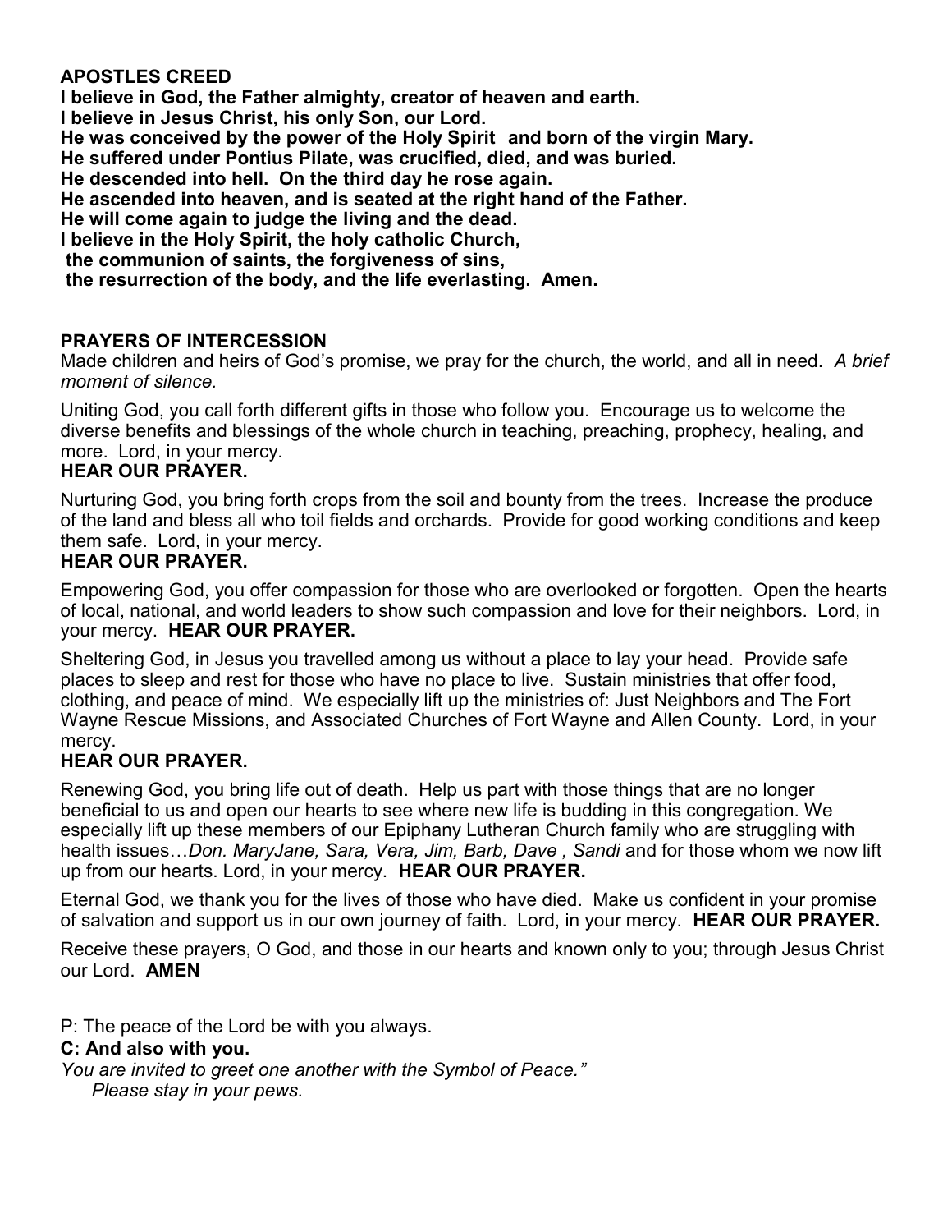**APOSTLES CREED**

**I believe in God, the Father almighty, creator of heaven and earth.**
**I believe in Jesus Christ, his only Son, our Lord.**
**He was conceived by the power of the Holy Spirit and born of the virgin Mary.**
**He suffered under Pontius Pilate, was crucified, died, and was buried.**
**He descended into hell. On the third day he rose again.**
**He ascended into heaven, and is seated at the right hand of the Father.**
**He will come again to judge the living and the dead.**
**I believe in the Holy Spirit, the holy catholic Church,**
**the communion of saints, the forgiveness of sins,**
**the resurrection of the body, and the life everlasting. Amen.**

**PRAYERS OF INTERCESSION**

Made children and heirs of God's promise, we pray for the church, the world, and all in need. *A brief moment of silence.*

Uniting God, you call forth different gifts in those who follow you. Encourage us to welcome the diverse benefits and blessings of the whole church in teaching, preaching, prophecy, healing, and more. Lord, in your mercy.
**HEAR OUR PRAYER.**

Nurturing God, you bring forth crops from the soil and bounty from the trees. Increase the produce of the land and bless all who toil fields and orchards. Provide for good working conditions and keep them safe. Lord, in your mercy.
**HEAR OUR PRAYER.**

Empowering God, you offer compassion for those who are overlooked or forgotten. Open the hearts of local, national, and world leaders to show such compassion and love for their neighbors. Lord, in your mercy. **HEAR OUR PRAYER.**

Sheltering God, in Jesus you travelled among us without a place to lay your head. Provide safe places to sleep and rest for those who have no place to live. Sustain ministries that offer food, clothing, and peace of mind. We especially lift up the ministries of: Just Neighbors and The Fort Wayne Rescue Missions, and Associated Churches of Fort Wayne and Allen County. Lord, in your mercy.
**HEAR OUR PRAYER.**

Renewing God, you bring life out of death. Help us part with those things that are no longer beneficial to us and open our hearts to see where new life is budding in this congregation. We especially lift up these members of our Epiphany Lutheran Church family who are struggling with health issues…*Don. MaryJane, Sara, Vera, Jim, Barb, Dave , Sandi* and for those whom we now lift up from our hearts. Lord, in your mercy. **HEAR OUR PRAYER.**

Eternal God, we thank you for the lives of those who have died. Make us confident in your promise of salvation and support us in our own journey of faith. Lord, in your mercy. **HEAR OUR PRAYER.**

Receive these prayers, O God, and those in our hearts and known only to you; through Jesus Christ our Lord. **AMEN**

P: The peace of the Lord be with you always.
**C: And also with you.**
*You are invited to greet one another with the Symbol of Peace."*
*Please stay in your pews.*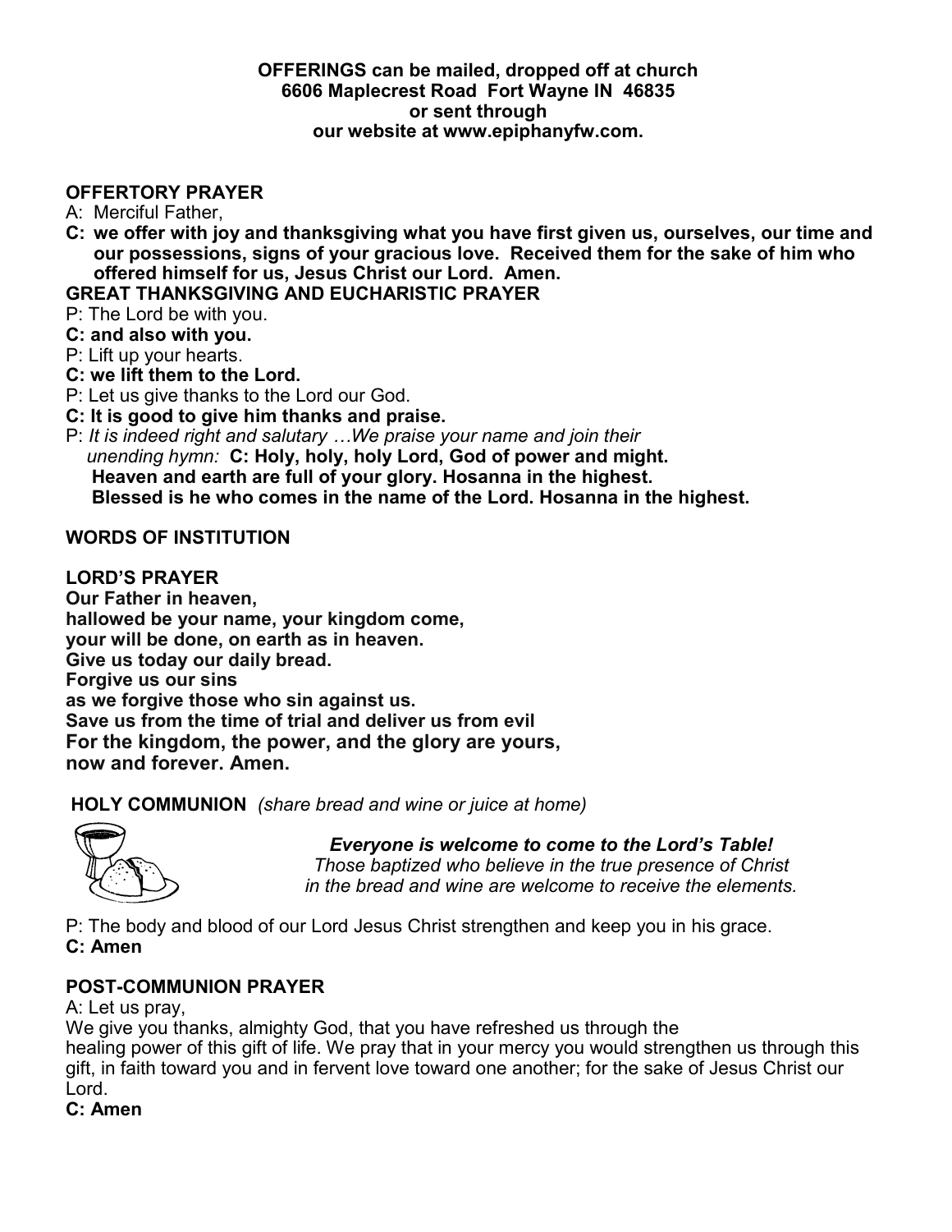**OFFERINGS can be mailed, dropped off at church**
**6606 Maplecrest Road Fort Wayne IN 46835**
**or sent through**
**our website at www.epiphanyfw.com.**

**OFFERTORY PRAYER**

A: Merciful Father,

**C: we offer with joy and thanksgiving what you have first given us, ourselves, our time and our possessions, signs of your gracious love. Received them for the sake of him who offered himself for us, Jesus Christ our Lord. Amen.**

**GREAT THANKSGIVING AND EUCHARISTIC PRAYER**

P: The Lord be with you.

**C: and also with you.**

P: Lift up your hearts.

**C: we lift them to the Lord.**

P: Let us give thanks to the Lord our God.

**C: It is good to give him thanks and praise.**

P: *It is indeed right and salutary …We praise your name and join their unending hymn:* **C: Holy, holy, holy Lord, God of power and might.**
**Heaven and earth are full of your glory. Hosanna in the highest.**
**Blessed is he who comes in the name of the Lord. Hosanna in the highest.**

**WORDS OF INSTITUTION**

**LORD'S PRAYER**

**Our Father in heaven,**
**hallowed be your name, your kingdom come,**
**your will be done, on earth as in heaven.**
**Give us today our daily bread.**
**Forgive us our sins**
**as we forgive those who sin against us.**
**Save us from the time of trial and deliver us from evil**
**For the kingdom, the power, and the glory are yours,**
**now and forever. Amen.**

**HOLY COMMUNION** *(share bread and wine or juice at home)*

***Everyone is welcome to come to the Lord's Table!***
*Those baptized who believe in the true presence of Christ in the bread and wine are welcome to receive the elements.*

P: The body and blood of our Lord Jesus Christ strengthen and keep you in his grace.

**C: Amen**

**POST-COMMUNION PRAYER**

A: Let us pray,
We give you thanks, almighty God, that you have refreshed us through the healing power of this gift of life. We pray that in your mercy you would strengthen us through this gift, in faith toward you and in fervent love toward one another; for the sake of Jesus Christ our Lord.

**C: Amen**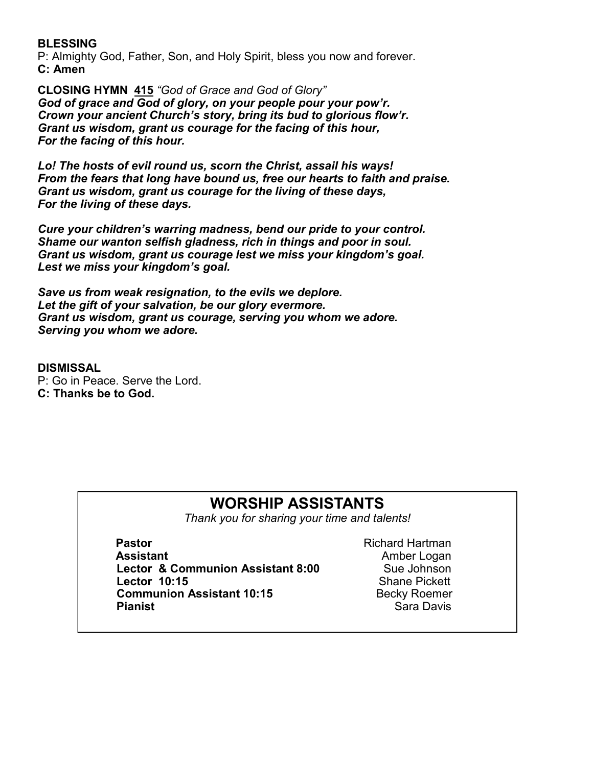**BLESSING**

P: Almighty God, Father, Son, and Holy Spirit, bless you now and forever.
**C: Amen**

**CLOSING HYMN** **<u>415</u>** *"God of Grace and God of Glory"*
***God of grace and God of glory, on your people pour your pow'r.***
***Crown your ancient Church's story, bring its bud to glorious flow'r.***
***Grant us wisdom, grant us courage for the facing of this hour,***
***For the facing of this hour.***

***Lo! The hosts of evil round us, scorn the Christ, assail his ways!***
***From the fears that long have bound us, free our hearts to faith and praise.***
***Grant us wisdom, grant us courage for the living of these days,***
***For the living of these days.***

***Cure your children's warring madness, bend our pride to your control.***
***Shame our wanton selfish gladness, rich in things and poor in soul.***
***Grant us wisdom, grant us courage lest we miss your kingdom's goal.***
***Lest we miss your kingdom's goal.***

***Save us from weak resignation, to the evils we deplore.***
***Let the gift of your salvation, be our glory evermore.***
***Grant us wisdom, grant us courage, serving you whom we adore.***
***Serving you whom we adore.***

**DISMISSAL**

P: Go in Peace. Serve the Lord.
**C: Thanks be to God.**

## WORSHIP ASSISTANTS

*Thank you for sharing your time and talents!*

| | |
|---|---|
| **Pastor** | Richard Hartman |
| **Assistant** | Amber Logan |
| **Lector & Communion Assistant 8:00** | Sue Johnson |
| **Lector 10:15** | Shane Pickett |
| **Communion Assistant 10:15** | Becky Roemer |
| **Pianist** | Sara Davis |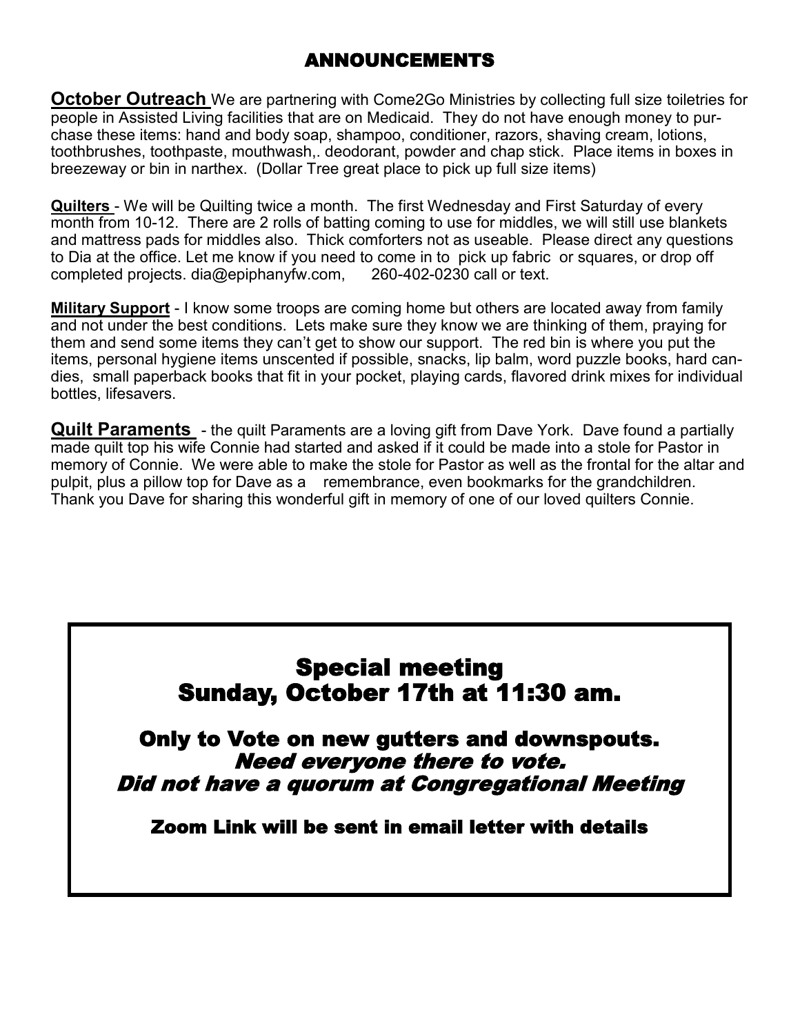# ANNOUNCEMENTS

**October Outreach** We are partnering with Come2Go Ministries by collecting full size toiletries for people in Assisted Living facilities that are on Medicaid. They do not have enough money to purchase these items: hand and body soap, shampoo, conditioner, razors, shaving cream, lotions, toothbrushes, toothpaste, mouthwash,. deodorant, powder and chap stick. Place items in boxes in breezeway or bin in narthex. (Dollar Tree great place to pick up full size items)

**Quilters** - We will be Quilting twice a month. The first Wednesday and First Saturday of every month from 10-12. There are 2 rolls of batting coming to use for middles, we will still use blankets and mattress pads for middles also. Thick comforters not as useable. Please direct any questions to Dia at the office. Let me know if you need to come in to pick up fabric or squares, or drop off completed projects. dia@epiphanyfw.com, 260-402-0230 call or text.

**Military Support** - I know some troops are coming home but others are located away from family and not under the best conditions. Lets make sure they know we are thinking of them, praying for them and send some items they can't get to show our support. The red bin is where you put the items, personal hygiene items unscented if possible, snacks, lip balm, word puzzle books, hard candies, small paperback books that fit in your pocket, playing cards, flavored drink mixes for individual bottles, lifesavers.

**Quilt Paraments** - the quilt Paraments are a loving gift from Dave York. Dave found a partially made quilt top his wife Connie had started and asked if it could be made into a stole for Pastor in memory of Connie. We were able to make the stole for Pastor as well as the frontal for the altar and pulpit, plus a pillow top for Dave as a remembrance, even bookmarks for the grandchildren. Thank you Dave for sharing this wonderful gift in memory of one of our loved quilters Connie.

## Special meeting
## Sunday, October 17th at 11:30 am.

**Only to Vote on new gutters and downspouts.**

***Need everyone there to vote.***

***Did not have a quorum at Congregational Meeting***

**Zoom Link will be sent in email letter with details**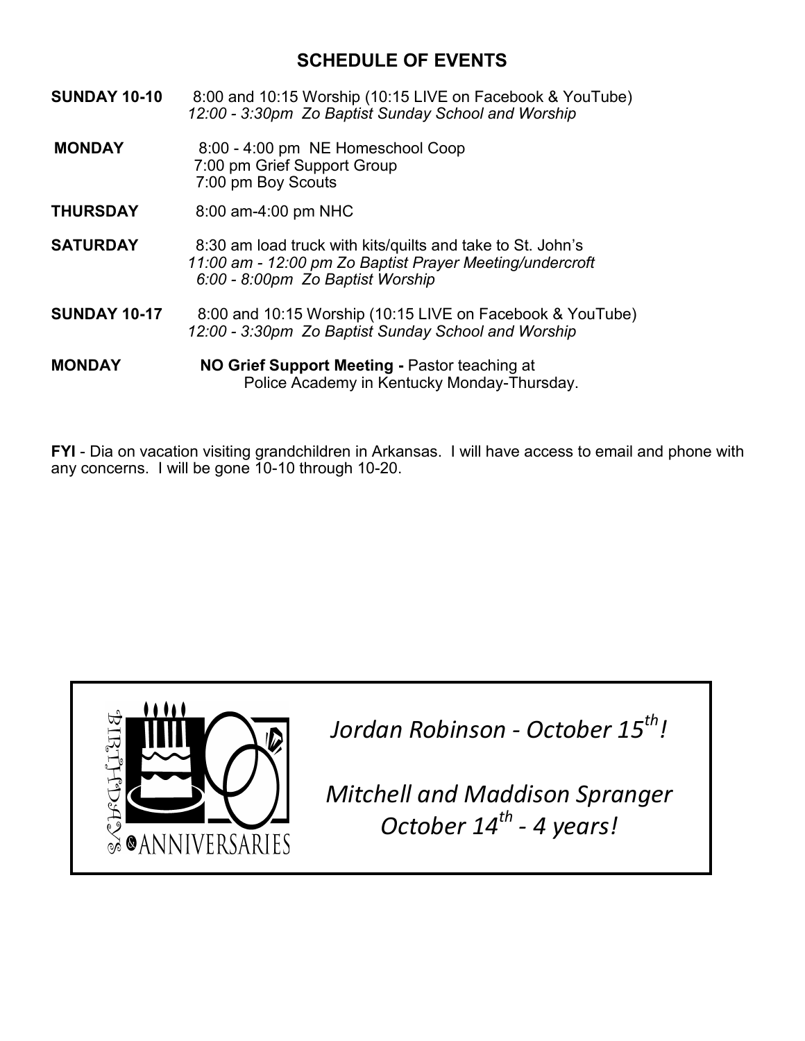## SCHEDULE OF EVENTS

**SUNDAY 10-10** 8:00 and 10:15 Worship (10:15 LIVE on Facebook & YouTube)
*12:00 - 3:30pm Zo Baptist Sunday School and Worship*

**MONDAY** 8:00 - 4:00 pm NE Homeschool Coop
7:00 pm Grief Support Group
7:00 pm Boy Scouts

**THURSDAY** 8:00 am-4:00 pm NHC

**SATURDAY** 8:30 am load truck with kits/quilts and take to St. John's
*11:00 am - 12:00 pm Zo Baptist Prayer Meeting/undercroft*
*6:00 - 8:00pm Zo Baptist Worship*

**SUNDAY 10-17** 8:00 and 10:15 Worship (10:15 LIVE on Facebook & YouTube)
*12:00 - 3:30pm Zo Baptist Sunday School and Worship*

**MONDAY** **NO Grief Support Meeting -** Pastor teaching at Police Academy in Kentucky Monday-Thursday.

**FYI** - Dia on vacation visiting grandchildren in Arkansas. I will have access to email and phone with any concerns. I will be gone 10-10 through 10-20.

BIRTHDAYS & ANNIVERSARIES

*Jordan Robinson - October 15th!*

*Mitchell and Maddison Spranger*
*October 14th - 4 years!*